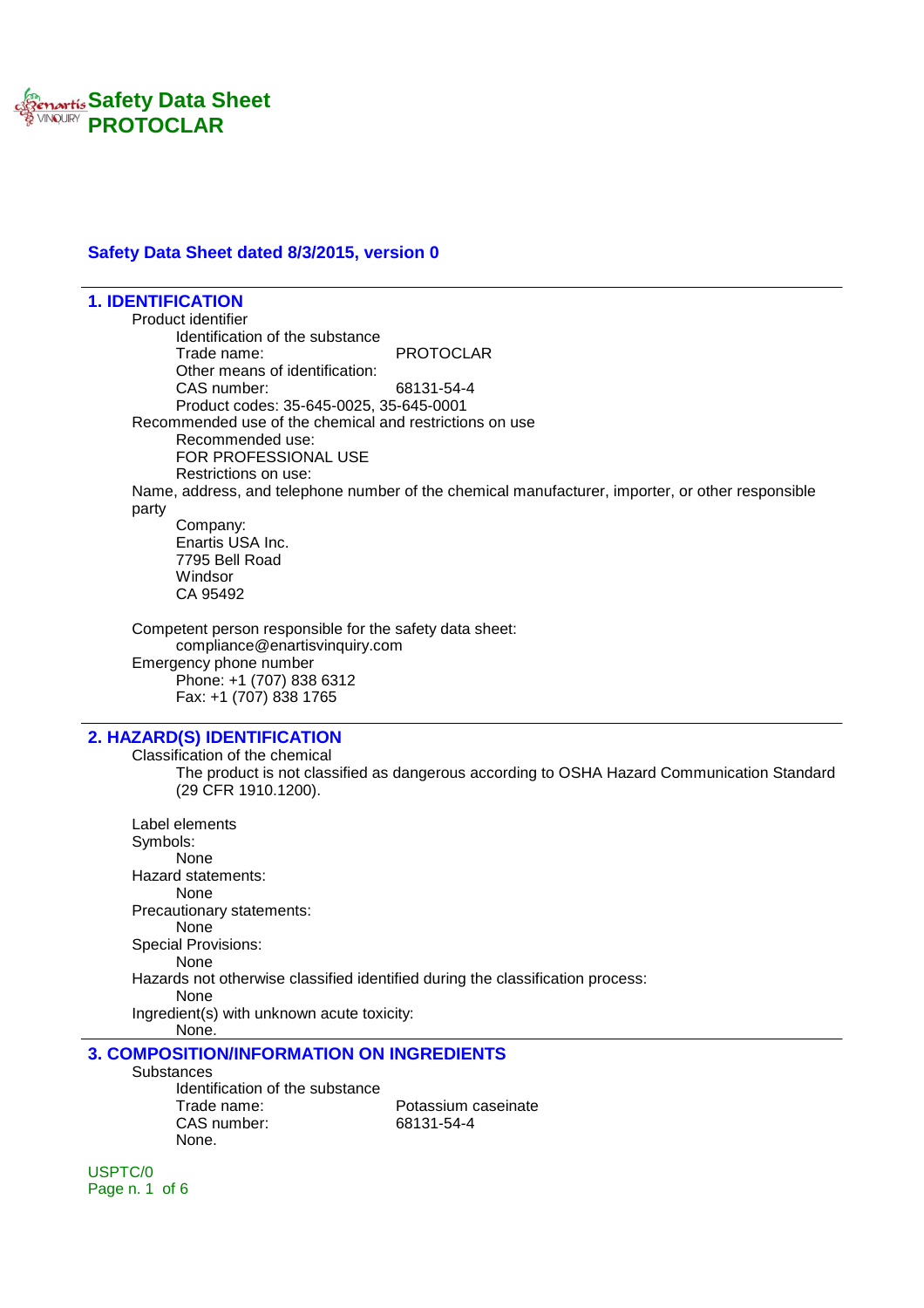# Safety Data Sheet
# PROTOCLAR

**Safety Data Sheet dated 8/3/2015, version 0**

## 1. IDENTIFICATION

Product identifier
- Identification of the substance
  - Trade name: PROTOCLAR
  - Other means of identification:
  - CAS number: 68131-54-4
  - Product codes: 35-645-0025, 35-645-0001

Recommended use of the chemical and restrictions on use
- Recommended use:
  FOR PROFESSIONAL USE
- Restrictions on use:

Name, address, and telephone number of the chemical manufacturer, importer, or other responsible party
- Company:
  Enartis USA Inc.
  7795 Bell Road
  Windsor
  CA 95492

Competent person responsible for the safety data sheet:
- compliance@enartisvinquiry.com

Emergency phone number
- Phone: +1 (707) 838 6312
- Fax: +1 (707) 838 1765

## 2. HAZARD(S) IDENTIFICATION

Classification of the chemical
- The product is not classified as dangerous according to OSHA Hazard Communication Standard (29 CFR 1910.1200).

Label elements

Symbols:
- None

Hazard statements:
- None

Precautionary statements:
- None

Special Provisions:
- None

Hazards not otherwise classified identified during the classification process:
- None

Ingredient(s) with unknown acute toxicity:
- None.

## 3. COMPOSITION/INFORMATION ON INGREDIENTS

Substances
- Identification of the substance
  - Trade name: Potassium caseinate
  - CAS number: 68131-54-4
  - None.

USPTC/0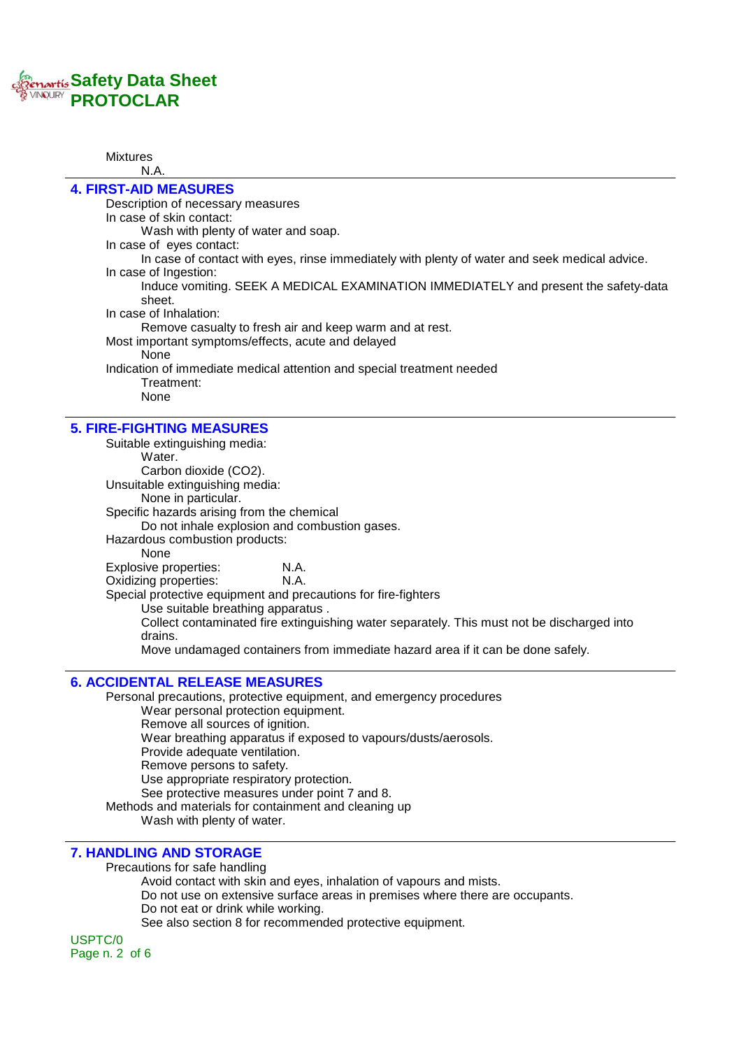Mixtures

N.A.

## 4. FIRST-AID MEASURES

Description of necessary measures

In case of skin contact:

Wash with plenty of water and soap.

In case of eyes contact:

In case of contact with eyes, rinse immediately with plenty of water and seek medical advice.

In case of Ingestion:

Induce vomiting. SEEK A MEDICAL EXAMINATION IMMEDIATELY and present the safety-data sheet.

In case of Inhalation:

Remove casualty to fresh air and keep warm and at rest.

Most important symptoms/effects, acute and delayed

None

Indication of immediate medical attention and special treatment needed

Treatment:

None

## 5. FIRE-FIGHTING MEASURES

Suitable extinguishing media:

Water.

Carbon dioxide ($CO_2$).

Unsuitable extinguishing media:

None in particular.

Specific hazards arising from the chemical

Do not inhale explosion and combustion gases.

Hazardous combustion products:

None

Explosive properties: N.A.

Oxidizing properties: N.A.

Special protective equipment and precautions for fire-fighters

Use suitable breathing apparatus .

Collect contaminated fire extinguishing water separately. This must not be discharged into drains.

Move undamaged containers from immediate hazard area if it can be done safely.

## 6. ACCIDENTAL RELEASE MEASURES

Personal precautions, protective equipment, and emergency procedures

Wear personal protection equipment.

Remove all sources of ignition.

Wear breathing apparatus if exposed to vapours/dusts/aerosols.

Provide adequate ventilation.

Remove persons to safety.

Use appropriate respiratory protection.

See protective measures under point 7 and 8.

Methods and materials for containment and cleaning up

Wash with plenty of water.

## 7. HANDLING AND STORAGE

Precautions for safe handling

Avoid contact with skin and eyes, inhalation of vapours and mists.

Do not use on extensive surface areas in premises where there are occupants.

Do not eat or drink while working.

See also section 8 for recommended protective equipment.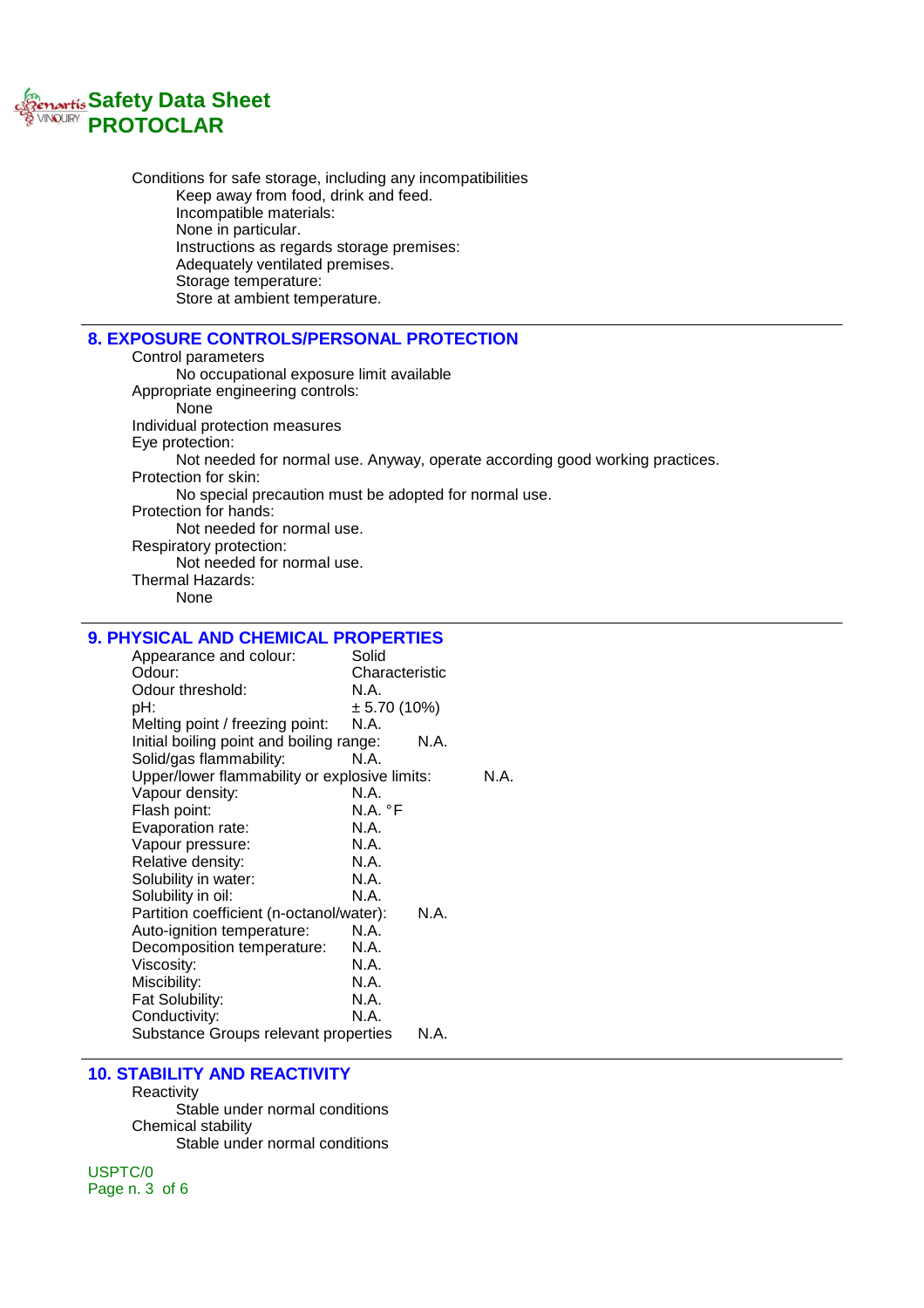Conditions for safe storage, including any incompatibilities

Keep away from food, drink and feed.

Incompatible materials:

None in particular.

Instructions as regards storage premises:

Adequately ventilated premises.

Storage temperature:

Store at ambient temperature.

## 8. EXPOSURE CONTROLS/PERSONAL PROTECTION

Control parameters

No occupational exposure limit available

Appropriate engineering controls:

None

Individual protection measures

Eye protection:

Not needed for normal use. Anyway, operate according good working practices.

Protection for skin:

No special precaution must be adopted for normal use.

Protection for hands:

Not needed for normal use.

Respiratory protection:

Not needed for normal use.

Thermal Hazards:

None

## 9. PHYSICAL AND CHEMICAL PROPERTIES

| Property | Value |
|---|---|
| Appearance and colour: | Solid |
| Odour: | Characteristic |
| Odour threshold: | N.A. |
| pH: | ± 5.70 (10%) |
| Melting point / freezing point: | N.A. |
| Initial boiling point and boiling range: | N.A. |
| Solid/gas flammability: | N.A. |
| Upper/lower flammability or explosive limits: | N.A. |
| Vapour density: | N.A. |
| Flash point: | N.A. °F |
| Evaporation rate: | N.A. |
| Vapour pressure: | N.A. |
| Relative density: | N.A. |
| Solubility in water: | N.A. |
| Solubility in oil: | N.A. |
| Partition coefficient (n-octanol/water): | N.A. |
| Auto-ignition temperature: | N.A. |
| Decomposition temperature: | N.A. |
| Viscosity: | N.A. |
| Miscibility: | N.A. |
| Fat Solubility: | N.A. |
| Conductivity: | N.A. |
| Substance Groups relevant properties | N.A. |

## 10. STABILITY AND REACTIVITY

Reactivity

Stable under normal conditions

Chemical stability

Stable under normal conditions

USPTC/0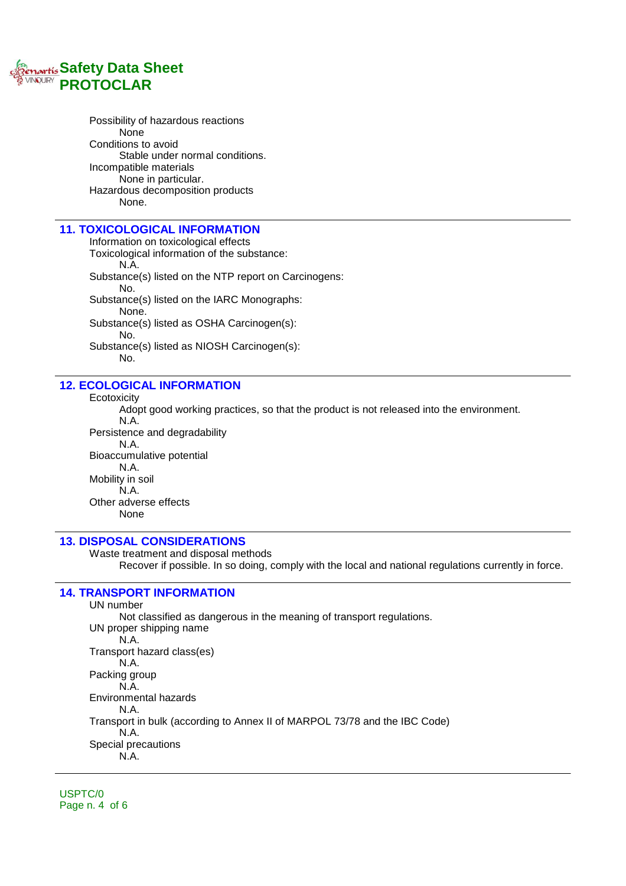Possibility of hazardous reactions

None

Conditions to avoid

Stable under normal conditions.

Incompatible materials

None in particular.

Hazardous decomposition products

None.

## 11. TOXICOLOGICAL INFORMATION

Information on toxicological effects

Toxicological information of the substance:

N.A.

Substance(s) listed on the NTP report on Carcinogens:

No.

Substance(s) listed on the IARC Monographs:

None.

Substance(s) listed as OSHA Carcinogen(s):

No.

Substance(s) listed as NIOSH Carcinogen(s):

No.

## 12. ECOLOGICAL INFORMATION

Ecotoxicity

Adopt good working practices, so that the product is not released into the environment.

N.A.

Persistence and degradability

N.A.

Bioaccumulative potential

N.A.

Mobility in soil

N.A.

Other adverse effects

None

## 13. DISPOSAL CONSIDERATIONS

Waste treatment and disposal methods

Recover if possible. In so doing, comply with the local and national regulations currently in force.

## 14. TRANSPORT INFORMATION

UN number

Not classified as dangerous in the meaning of transport regulations.

UN proper shipping name

N.A.

Transport hazard class(es)

N.A.

Packing group

N.A.

Environmental hazards

N.A.

Transport in bulk (according to Annex II of MARPOL 73/78 and the IBC Code)

N.A.

Special precautions

N.A.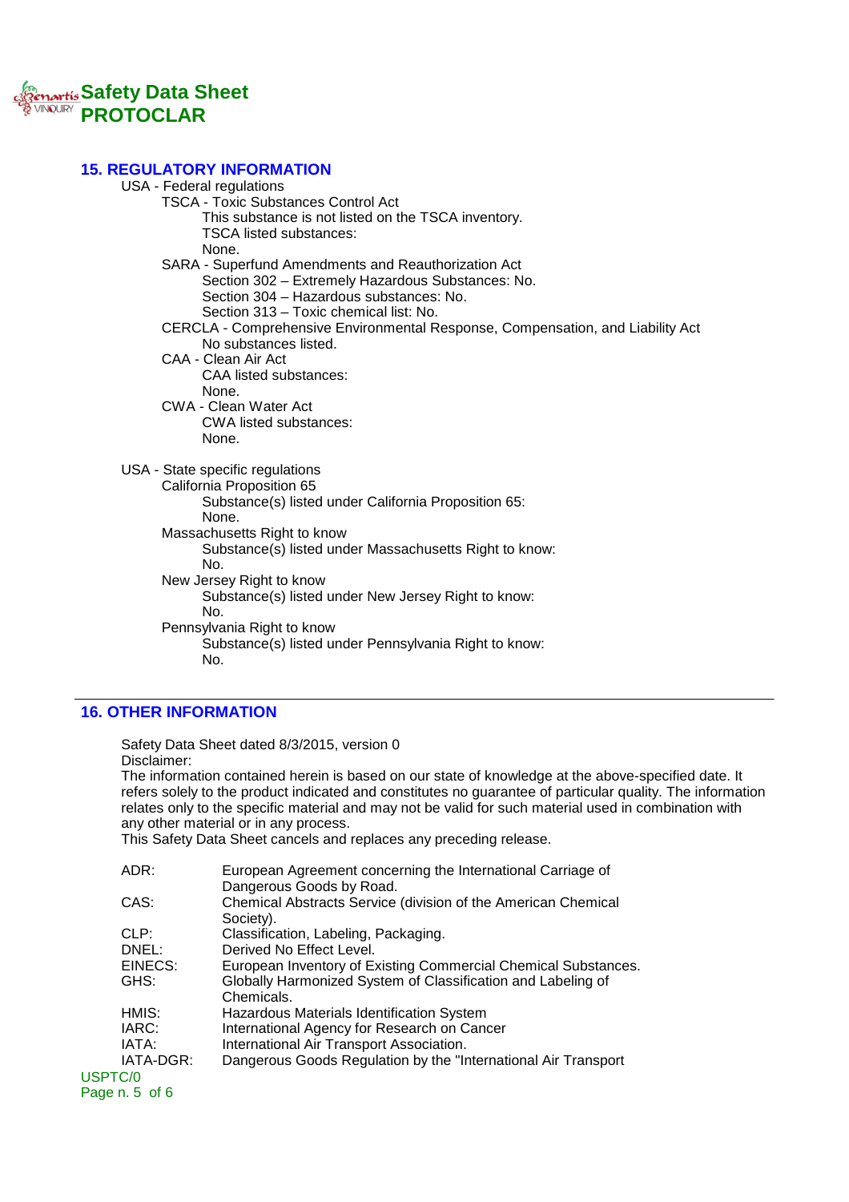## 15. REGULATORY INFORMATION

USA - Federal regulations

- TSCA - Toxic Substances Control Act
  - This substance is not listed on the TSCA inventory.
  - TSCA listed substances:
  - None.
- SARA - Superfund Amendments and Reauthorization Act
  - Section 302 – Extremely Hazardous Substances: No.
  - Section 304 – Hazardous substances: No.
  - Section 313 – Toxic chemical list: No.
- CERCLA - Comprehensive Environmental Response, Compensation, and Liability Act
  - No substances listed.
- CAA - Clean Air Act
  - CAA listed substances:
  - None.
- CWA - Clean Water Act
  - CWA listed substances:
  - None.

USA - State specific regulations

- California Proposition 65
  - Substance(s) listed under California Proposition 65:
  - None.
- Massachusetts Right to know
  - Substance(s) listed under Massachusetts Right to know:
  - No.
- New Jersey Right to know
  - Substance(s) listed under New Jersey Right to know:
  - No.
- Pennsylvania Right to know
  - Substance(s) listed under Pennsylvania Right to know:
  - No.

---

## 16. OTHER INFORMATION

Safety Data Sheet dated 8/3/2015, version 0

Disclaimer:

The information contained herein is based on our state of knowledge at the above-specified date. It refers solely to the product indicated and constitutes no guarantee of particular quality. The information relates only to the specific material and may not be valid for such material used in combination with any other material or in any process.

This Safety Data Sheet cancels and replaces any preceding release.

| | |
|---|---|
| ADR: | European Agreement concerning the International Carriage of Dangerous Goods by Road. |
| CAS: | Chemical Abstracts Service (division of the American Chemical Society). |
| CLP: | Classification, Labeling, Packaging. |
| DNEL: | Derived No Effect Level. |
| EINECS: | European Inventory of Existing Commercial Chemical Substances. |
| GHS: | Globally Harmonized System of Classification and Labeling of Chemicals. |
| HMIS: | Hazardous Materials Identification System |
| IARC: | International Agency for Research on Cancer |
| IATA: | International Air Transport Association. |
| IATA-DGR: | Dangerous Goods Regulation by the "International Air Transport |

USPTC/0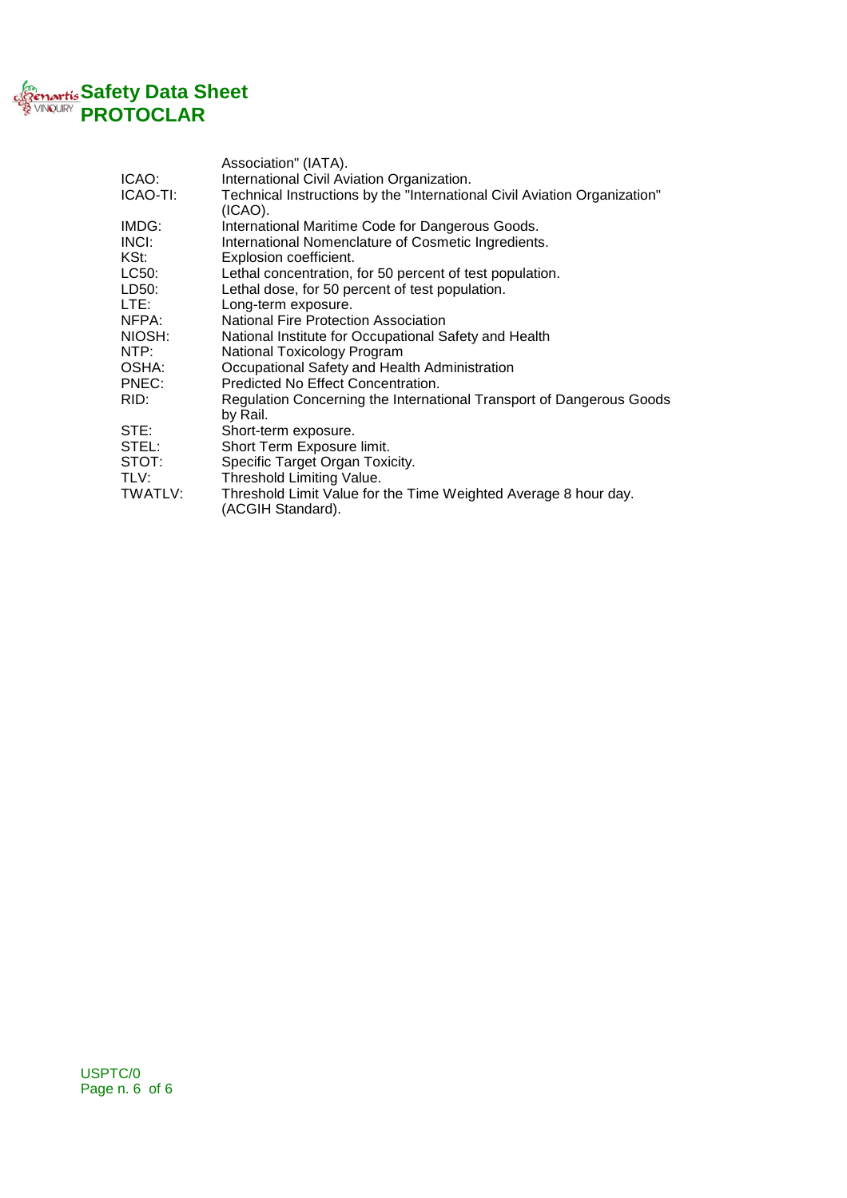|  |  |
|---|---|
|  | Association" (IATA). |
| ICAO: | International Civil Aviation Organization. |
| ICAO-TI: | Technical Instructions by the "International Civil Aviation Organization" (ICAO). |
| IMDG: | International Maritime Code for Dangerous Goods. |
| INCI: | International Nomenclature of Cosmetic Ingredients. |
| KSt: | Explosion coefficient. |
| LC50: | Lethal concentration, for 50 percent of test population. |
| LD50: | Lethal dose, for 50 percent of test population. |
| LTE: | Long-term exposure. |
| NFPA: | National Fire Protection Association |
| NIOSH: | National Institute for Occupational Safety and Health |
| NTP: | National Toxicology Program |
| OSHA: | Occupational Safety and Health Administration |
| PNEC: | Predicted No Effect Concentration. |
| RID: | Regulation Concerning the International Transport of Dangerous Goods by Rail. |
| STE: | Short-term exposure. |
| STEL: | Short Term Exposure limit. |
| STOT: | Specific Target Organ Toxicity. |
| TLV: | Threshold Limiting Value. |
| TWATLV: | Threshold Limit Value for the Time Weighted Average 8 hour day. (ACGIH Standard). |